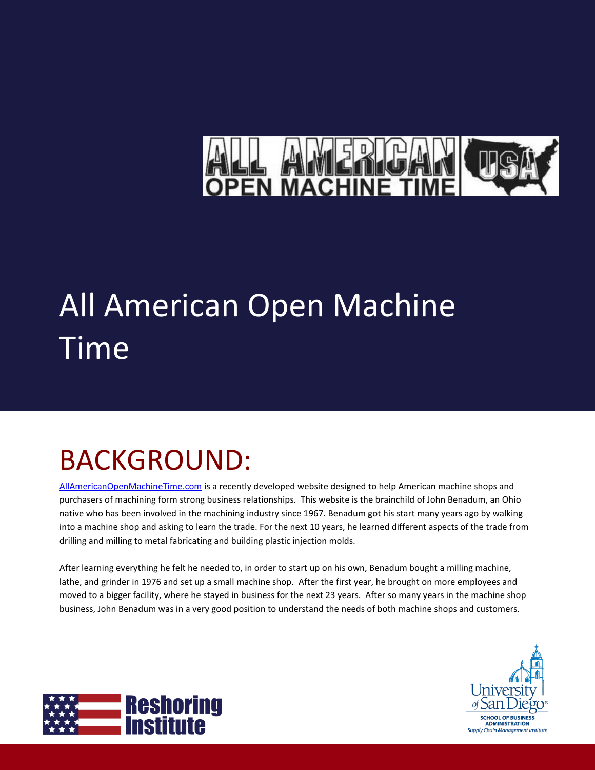# All American Open Machine Time

## BACKGROUND:

AllAmericanOpenMachineTime.com is a recently developed website designed to help American machine shops and purchasers of machining form strong business relationships. This website is the brainchild of John Benadum, an Ohio native who has been involved in the machining industry since 1967. Benadum got his start many years ago by walking into a machine shop and asking to learn the trade. For the next 10 years, he learned different aspects of the trade from drilling and milling to metal fabricating and building plastic injection molds.

After learning everything he felt he needed to, in order to start up on his own, Benadum bought a milling machine, lathe, and grinder in 1976 and set up a small machine shop. After the first year, he brought on more employees and moved to a bigger facility, where he stayed in business for the next 23 years. After so many years in the machine shop business, John Benadum was in a very good position to understand the needs of both machine shops and customers.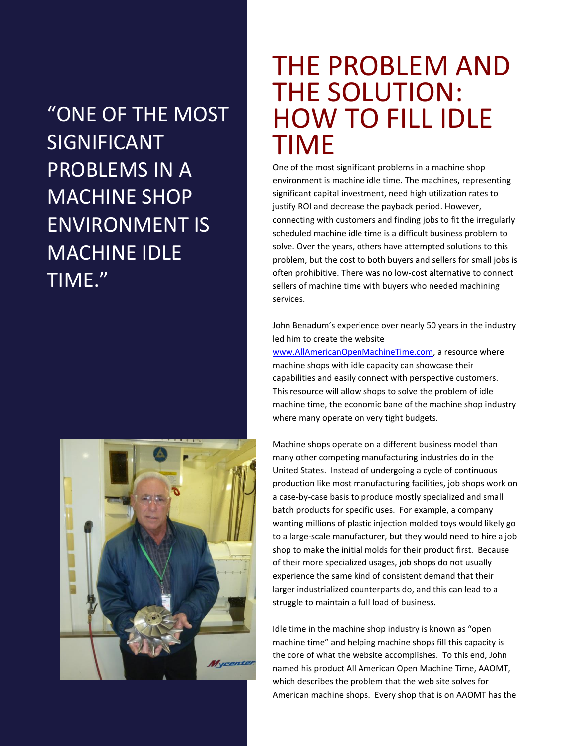“ONE OF THE MOST SIGNIFICANT PROBLEMS IN A MACHINE SHOP ENVIRONMENT IS MACHINE IDLE TIME.”

# THE PROBLEM AND THE SOLUTION: HOW TO FILL IDLE TIME

One of the most significant problems in a machine shop environment is machine idle time. The machines, representing significant capital investment, need high utilization rates to justify ROI and decrease the payback period. However, connecting with customers and finding jobs to fit the irregularly scheduled machine idle time is a difficult business problem to solve. Over the years, others have attempted solutions to this problem, but the cost to both buyers and sellers for small jobs is often prohibitive. There was no low-cost alternative to connect sellers of machine time with buyers who needed machining services.

John Benadum’s experience over nearly 50 years in the industry led him to create the website www.AllAmericanOpenMachineTime.com, a resource where machine shops with idle capacity can showcase their capabilities and easily connect with perspective customers. This resource will allow shops to solve the problem of idle machine time, the economic bane of the machine shop industry where many operate on very tight budgets.

Machine shops operate on a different business model than many other competing manufacturing industries do in the United States. Instead of undergoing a cycle of continuous production like most manufacturing facilities, job shops work on a case-by-case basis to produce mostly specialized and small batch products for specific uses. For example, a company wanting millions of plastic injection molded toys would likely go to a large-scale manufacturer, but they would need to hire a job shop to make the initial molds for their product first. Because of their more specialized usages, job shops do not usually experience the same kind of consistent demand that their larger industrialized counterparts do, and this can lead to a struggle to maintain a full load of business.

Idle time in the machine shop industry is known as “open machine time” and helping machine shops fill this capacity is the core of what the website accomplishes. To this end, John named his product All American Open Machine Time, AAOMT, which describes the problem that the web site solves for American machine shops. Every shop that is on AAOMT has the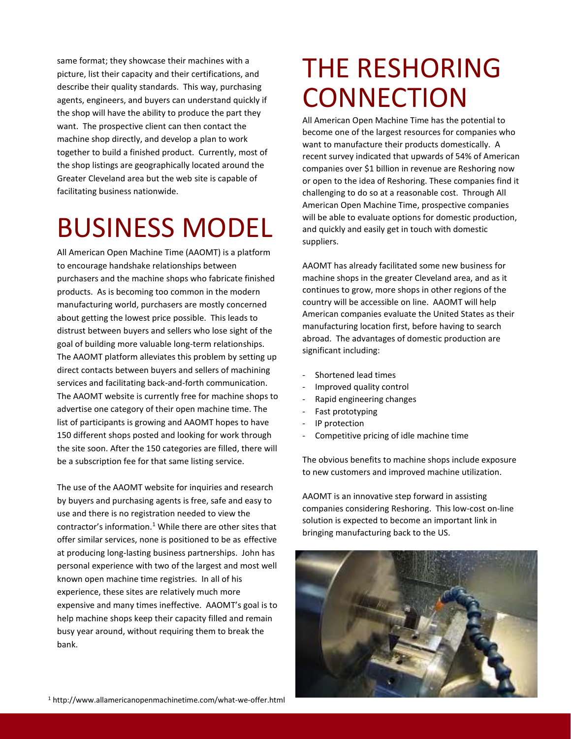same format; they showcase their machines with a picture, list their capacity and their certifications, and describe their quality standards. This way, purchasing agents, engineers, and buyers can understand quickly if the shop will have the ability to produce the part they want. The prospective client can then contact the machine shop directly, and develop a plan to work together to build a finished product. Currently, most of the shop listings are geographically located around the Greater Cleveland area but the web site is capable of facilitating business nationwide.

# BUSINESS MODEL

All American Open Machine Time (AAOMT) is a platform to encourage handshake relationships between purchasers and the machine shops who fabricate finished products. As is becoming too common in the modern manufacturing world, purchasers are mostly concerned about getting the lowest price possible. This leads to distrust between buyers and sellers who lose sight of the goal of building more valuable long-term relationships. The AAOMT platform alleviates this problem by setting up direct contacts between buyers and sellers of machining services and facilitating back-and-forth communication. The AAOMT website is currently free for machine shops to advertise one category of their open machine time. The list of participants is growing and AAOMT hopes to have 150 different shops posted and looking for work through the site soon. After the 150 categories are filled, there will be a subscription fee for that same listing service.

The use of the AAOMT website for inquiries and research by buyers and purchasing agents is free, safe and easy to use and there is no registration needed to view the contractor's information.[1] While there are other sites that offer similar services, none is positioned to be as effective at producing long-lasting business partnerships. John has personal experience with two of the largest and most well known open machine time registries. In all of his experience, these sites are relatively much more expensive and many times ineffective. AAOMT's goal is to help machine shops keep their capacity filled and remain busy year around, without requiring them to break the bank.

[1] http://www.allamericanopenmachinetime.com/what-we-offer.html

# THE RESHORING CONNECTION

All American Open Machine Time has the potential to become one of the largest resources for companies who want to manufacture their products domestically. A recent survey indicated that upwards of 54% of American companies over $1 billion in revenue are Reshoring now or open to the idea of Reshoring. These companies find it challenging to do so at a reasonable cost. Through All American Open Machine Time, prospective companies will be able to evaluate options for domestic production, and quickly and easily get in touch with domestic suppliers.

AAOMT has already facilitated some new business for machine shops in the greater Cleveland area, and as it continues to grow, more shops in other regions of the country will be accessible on line. AAOMT will help American companies evaluate the United States as their manufacturing location first, before having to search abroad. The advantages of domestic production are significant including:

- Shortened lead times
- Improved quality control
- Rapid engineering changes
- Fast prototyping
- IP protection
- Competitive pricing of idle machine time

The obvious benefits to machine shops include exposure to new customers and improved machine utilization.

AAOMT is an innovative step forward in assisting companies considering Reshoring. This low-cost on-line solution is expected to become an important link in bringing manufacturing back to the US.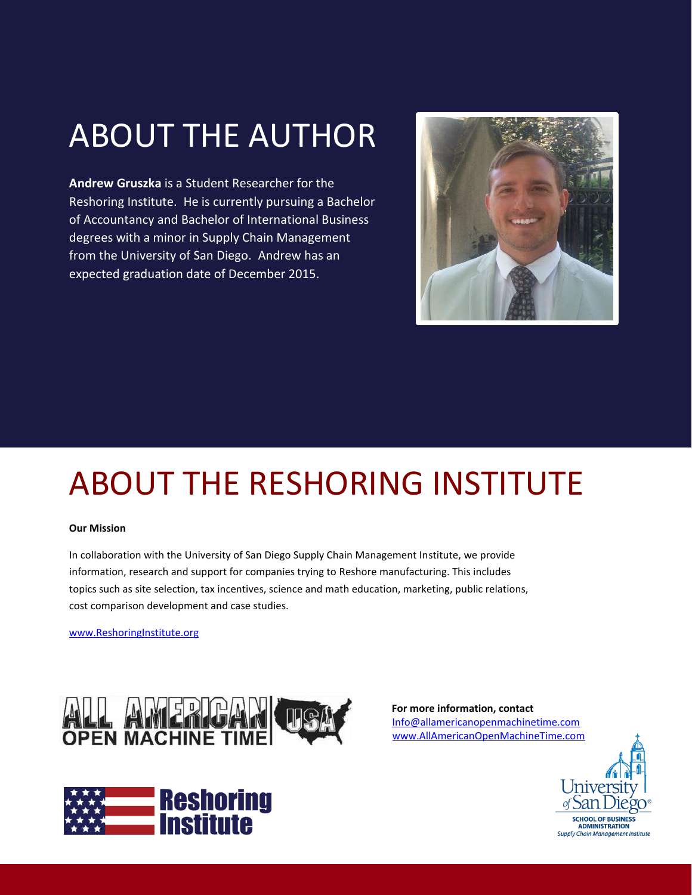# ABOUT THE AUTHOR

**Andrew Gruszka** is a Student Researcher for the Reshoring Institute. He is currently pursuing a Bachelor of Accountancy and Bachelor of International Business degrees with a minor in Supply Chain Management from the University of San Diego. Andrew has an expected graduation date of December 2015.

# ABOUT THE RESHORING INSTITUTE

**Our Mission**

In collaboration with the University of San Diego Supply Chain Management Institute, we provide information, research and support for companies trying to Reshore manufacturing. This includes topics such as site selection, tax incentives, science and math education, marketing, public relations, cost comparison development and case studies.

www.ReshoringInstitute.org

**For more information, contact**
Info@allamericanopenmachinetime.com
www.AllAmericanOpenMachineTime.com